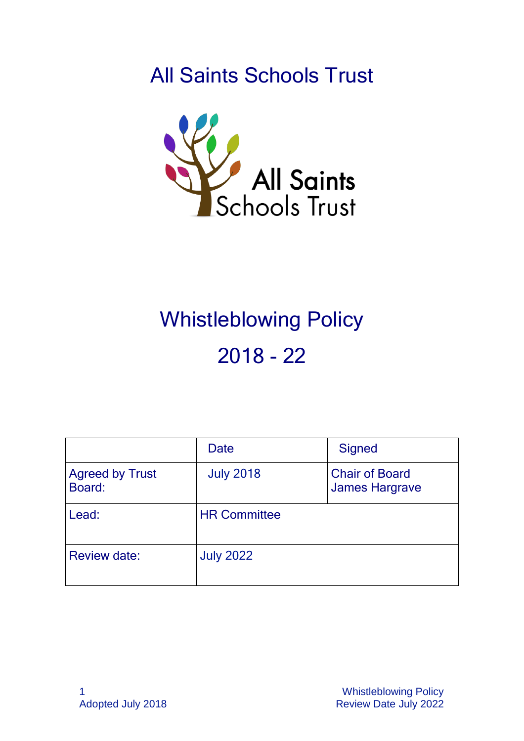# All Saints Schools Trust

# Whistleblowing Policy

## 2018 - 22

| | Date | Signed |
|---|---|---|
| Agreed by Trust Board: | July 2018 | Chair of Board James Hargrave |
| Lead: | HR Committee | |
| Review date: | July 2022 | |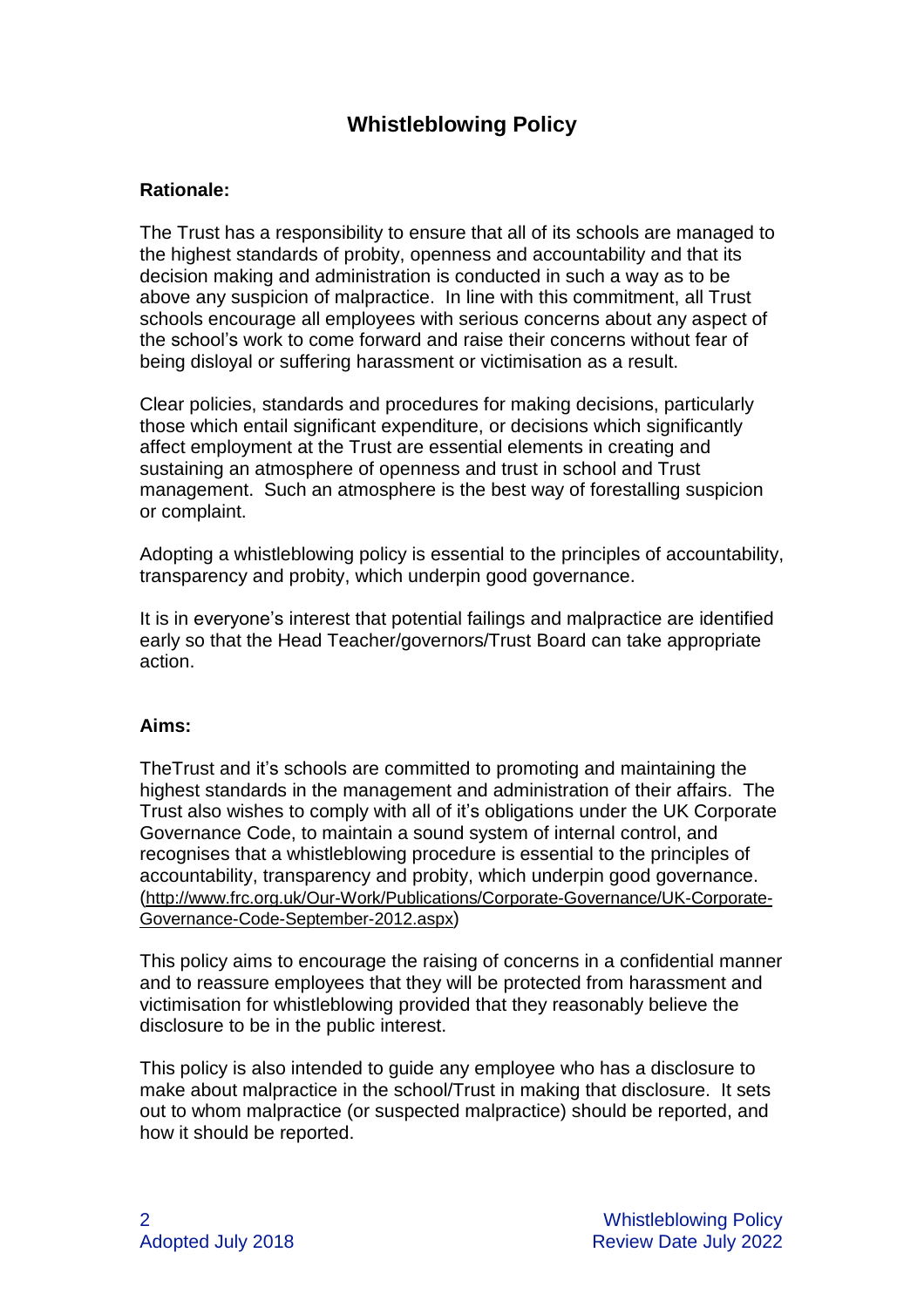# Whistleblowing Policy

**Rationale:**

The Trust has a responsibility to ensure that all of its schools are managed to the highest standards of probity, openness and accountability and that its decision making and administration is conducted in such a way as to be above any suspicion of malpractice. In line with this commitment, all Trust schools encourage all employees with serious concerns about any aspect of the school's work to come forward and raise their concerns without fear of being disloyal or suffering harassment or victimisation as a result.

Clear policies, standards and procedures for making decisions, particularly those which entail significant expenditure, or decisions which significantly affect employment at the Trust are essential elements in creating and sustaining an atmosphere of openness and trust in school and Trust management. Such an atmosphere is the best way of forestalling suspicion or complaint.

Adopting a whistleblowing policy is essential to the principles of accountability, transparency and probity, which underpin good governance.

It is in everyone's interest that potential failings and malpractice are identified early so that the Head Teacher/governors/Trust Board can take appropriate action.

**Aims:**

TheTrust and it's schools are committed to promoting and maintaining the highest standards in the management and administration of their affairs. The Trust also wishes to comply with all of it's obligations under the UK Corporate Governance Code, to maintain a sound system of internal control, and recognises that a whistleblowing procedure is essential to the principles of accountability, transparency and probity, which underpin good governance. (http://www.frc.org.uk/Our-Work/Publications/Corporate-Governance/UK-Corporate-Governance-Code-September-2012.aspx)

This policy aims to encourage the raising of concerns in a confidential manner and to reassure employees that they will be protected from harassment and victimisation for whistleblowing provided that they reasonably believe the disclosure to be in the public interest.

This policy is also intended to guide any employee who has a disclosure to make about malpractice in the school/Trust in making that disclosure. It sets out to whom malpractice (or suspected malpractice) should be reported, and how it should be reported.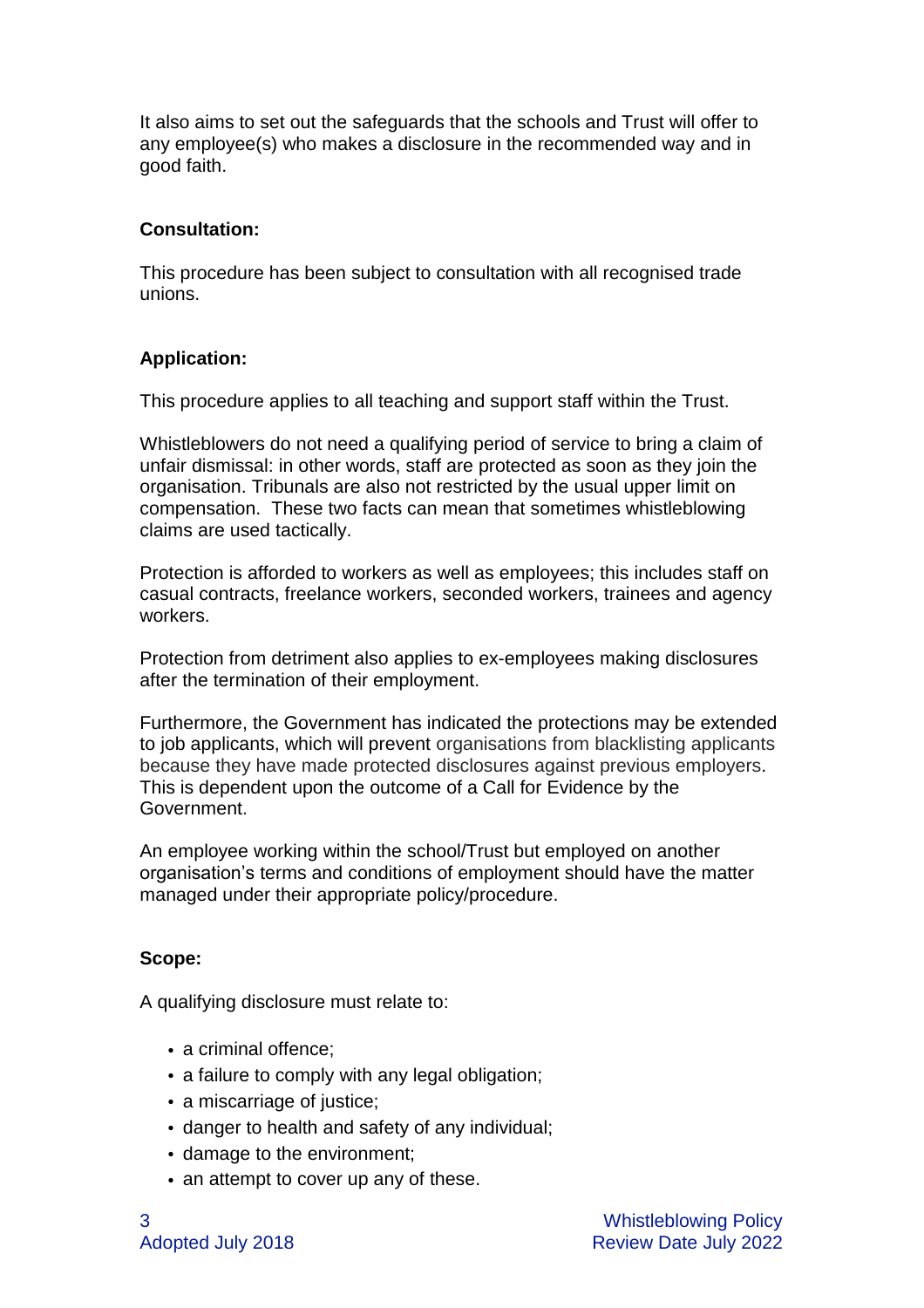It also aims to set out the safeguards that the schools and Trust will offer to any employee(s) who makes a disclosure in the recommended way and in good faith.

**Consultation:**

This procedure has been subject to consultation with all recognised trade unions.

**Application:**

This procedure applies to all teaching and support staff within the Trust.

Whistleblowers do not need a qualifying period of service to bring a claim of unfair dismissal: in other words, staff are protected as soon as they join the organisation. Tribunals are also not restricted by the usual upper limit on compensation. These two facts can mean that sometimes whistleblowing claims are used tactically.

Protection is afforded to workers as well as employees; this includes staff on casual contracts, freelance workers, seconded workers, trainees and agency workers.

Protection from detriment also applies to ex-employees making disclosures after the termination of their employment.

Furthermore, the Government has indicated the protections may be extended to job applicants, which will prevent organisations from blacklisting applicants because they have made protected disclosures against previous employers. This is dependent upon the outcome of a Call for Evidence by the Government.

An employee working within the school/Trust but employed on another organisation's terms and conditions of employment should have the matter managed under their appropriate policy/procedure.

**Scope:**

A qualifying disclosure must relate to:

- a criminal offence;
- a failure to comply with any legal obligation;
- a miscarriage of justice;
- danger to health and safety of any individual;
- damage to the environment;
- an attempt to cover up any of these.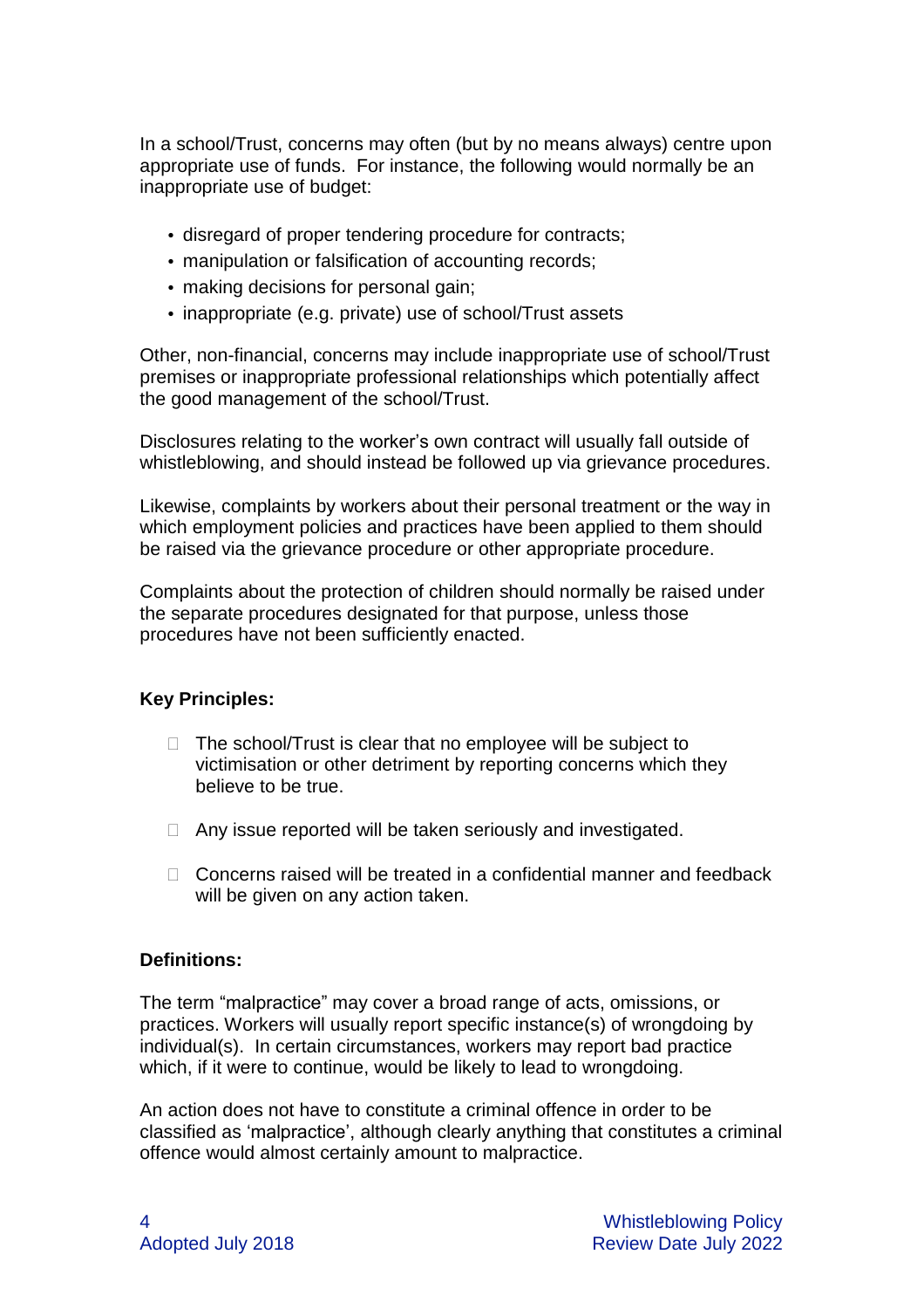In a school/Trust, concerns may often (but by no means always) centre upon appropriate use of funds. For instance, the following would normally be an inappropriate use of budget:

- disregard of proper tendering procedure for contracts;
- manipulation or falsification of accounting records;
- making decisions for personal gain;
- inappropriate (e.g. private) use of school/Trust assets

Other, non-financial, concerns may include inappropriate use of school/Trust premises or inappropriate professional relationships which potentially affect the good management of the school/Trust.

Disclosures relating to the worker's own contract will usually fall outside of whistleblowing, and should instead be followed up via grievance procedures.

Likewise, complaints by workers about their personal treatment or the way in which employment policies and practices have been applied to them should be raised via the grievance procedure or other appropriate procedure.

Complaints about the protection of children should normally be raised under the separate procedures designated for that purpose, unless those procedures have not been sufficiently enacted.

**Key Principles:**

- The school/Trust is clear that no employee will be subject to victimisation or other detriment by reporting concerns which they believe to be true.
- Any issue reported will be taken seriously and investigated.
- Concerns raised will be treated in a confidential manner and feedback will be given on any action taken.

**Definitions:**

The term "malpractice" may cover a broad range of acts, omissions, or practices. Workers will usually report specific instance(s) of wrongdoing by individual(s). In certain circumstances, workers may report bad practice which, if it were to continue, would be likely to lead to wrongdoing.

An action does not have to constitute a criminal offence in order to be classified as 'malpractice', although clearly anything that constitutes a criminal offence would almost certainly amount to malpractice.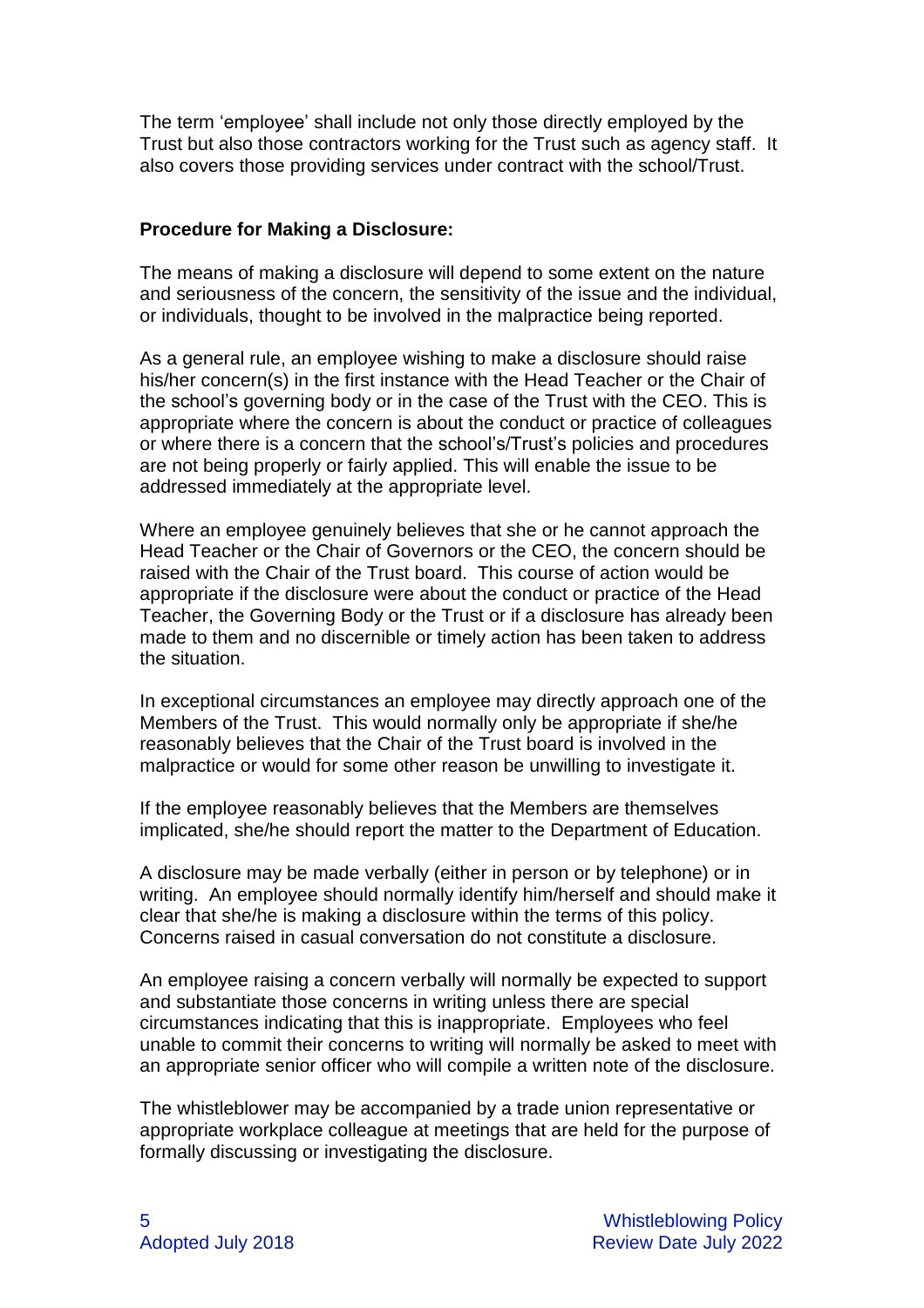The term 'employee' shall include not only those directly employed by the Trust but also those contractors working for the Trust such as agency staff. It also covers those providing services under contract with the school/Trust.

**Procedure for Making a Disclosure:**

The means of making a disclosure will depend to some extent on the nature and seriousness of the concern, the sensitivity of the issue and the individual, or individuals, thought to be involved in the malpractice being reported.

As a general rule, an employee wishing to make a disclosure should raise his/her concern(s) in the first instance with the Head Teacher or the Chair of the school's governing body or in the case of the Trust with the CEO. This is appropriate where the concern is about the conduct or practice of colleagues or where there is a concern that the school's/Trust's policies and procedures are not being properly or fairly applied. This will enable the issue to be addressed immediately at the appropriate level.

Where an employee genuinely believes that she or he cannot approach the Head Teacher or the Chair of Governors or the CEO, the concern should be raised with the Chair of the Trust board. This course of action would be appropriate if the disclosure were about the conduct or practice of the Head Teacher, the Governing Body or the Trust or if a disclosure has already been made to them and no discernible or timely action has been taken to address the situation.

In exceptional circumstances an employee may directly approach one of the Members of the Trust. This would normally only be appropriate if she/he reasonably believes that the Chair of the Trust board is involved in the malpractice or would for some other reason be unwilling to investigate it.

If the employee reasonably believes that the Members are themselves implicated, she/he should report the matter to the Department of Education.

A disclosure may be made verbally (either in person or by telephone) or in writing. An employee should normally identify him/herself and should make it clear that she/he is making a disclosure within the terms of this policy. Concerns raised in casual conversation do not constitute a disclosure.

An employee raising a concern verbally will normally be expected to support and substantiate those concerns in writing unless there are special circumstances indicating that this is inappropriate. Employees who feel unable to commit their concerns to writing will normally be asked to meet with an appropriate senior officer who will compile a written note of the disclosure.

The whistleblower may be accompanied by a trade union representative or appropriate workplace colleague at meetings that are held for the purpose of formally discussing or investigating the disclosure.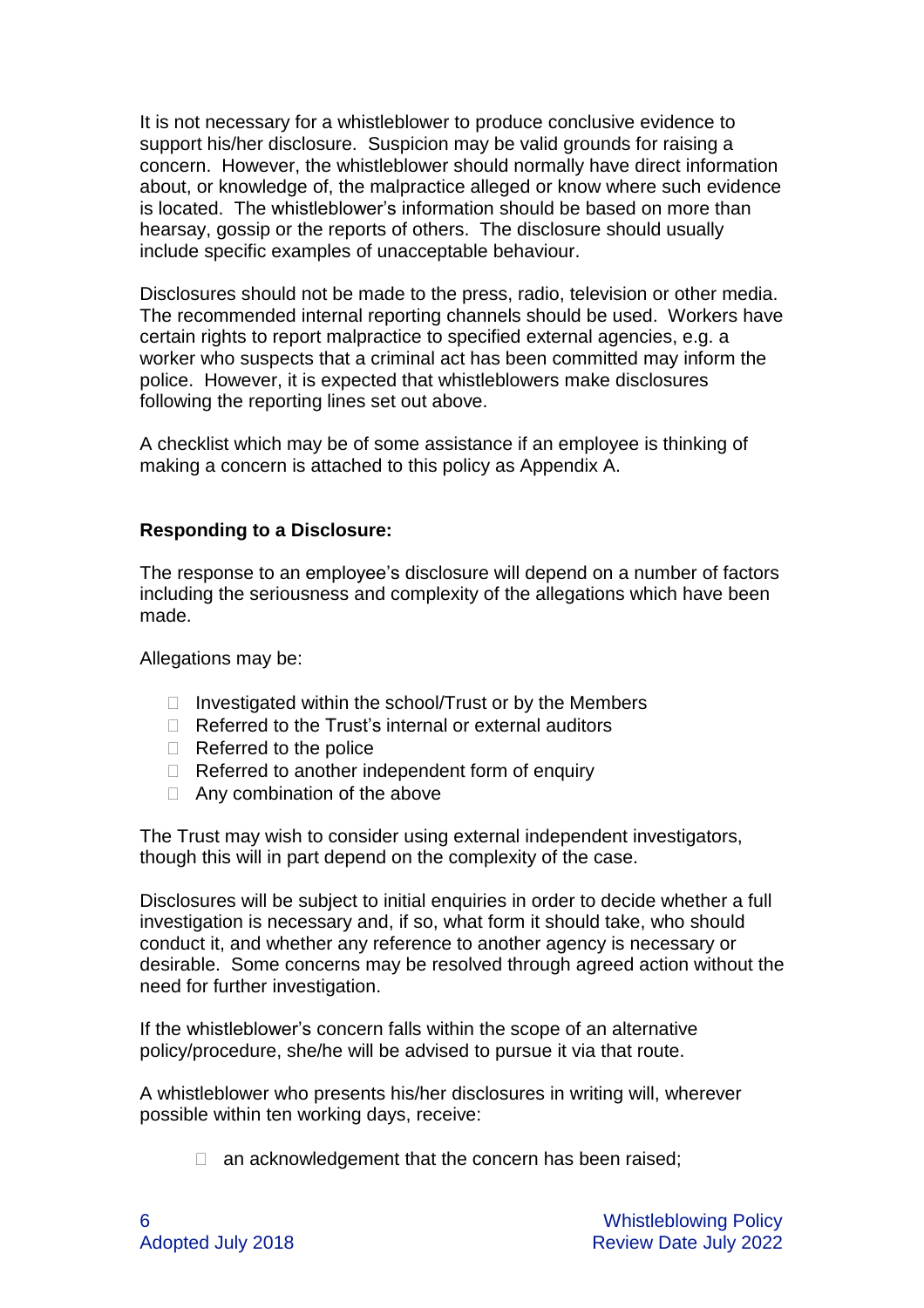It is not necessary for a whistleblower to produce conclusive evidence to support his/her disclosure. Suspicion may be valid grounds for raising a concern. However, the whistleblower should normally have direct information about, or knowledge of, the malpractice alleged or know where such evidence is located. The whistleblower's information should be based on more than hearsay, gossip or the reports of others. The disclosure should usually include specific examples of unacceptable behaviour.

Disclosures should not be made to the press, radio, television or other media. The recommended internal reporting channels should be used. Workers have certain rights to report malpractice to specified external agencies, e.g. a worker who suspects that a criminal act has been committed may inform the police. However, it is expected that whistleblowers make disclosures following the reporting lines set out above.

A checklist which may be of some assistance if an employee is thinking of making a concern is attached to this policy as Appendix A.

**Responding to a Disclosure:**

The response to an employee's disclosure will depend on a number of factors including the seriousness and complexity of the allegations which have been made.

Allegations may be:

- Investigated within the school/Trust or by the Members
- Referred to the Trust's internal or external auditors
- Referred to the police
- Referred to another independent form of enquiry
- Any combination of the above

The Trust may wish to consider using external independent investigators, though this will in part depend on the complexity of the case.

Disclosures will be subject to initial enquiries in order to decide whether a full investigation is necessary and, if so, what form it should take, who should conduct it, and whether any reference to another agency is necessary or desirable. Some concerns may be resolved through agreed action without the need for further investigation.

If the whistleblower's concern falls within the scope of an alternative policy/procedure, she/he will be advised to pursue it via that route.

A whistleblower who presents his/her disclosures in writing will, wherever possible within ten working days, receive:

- an acknowledgement that the concern has been raised;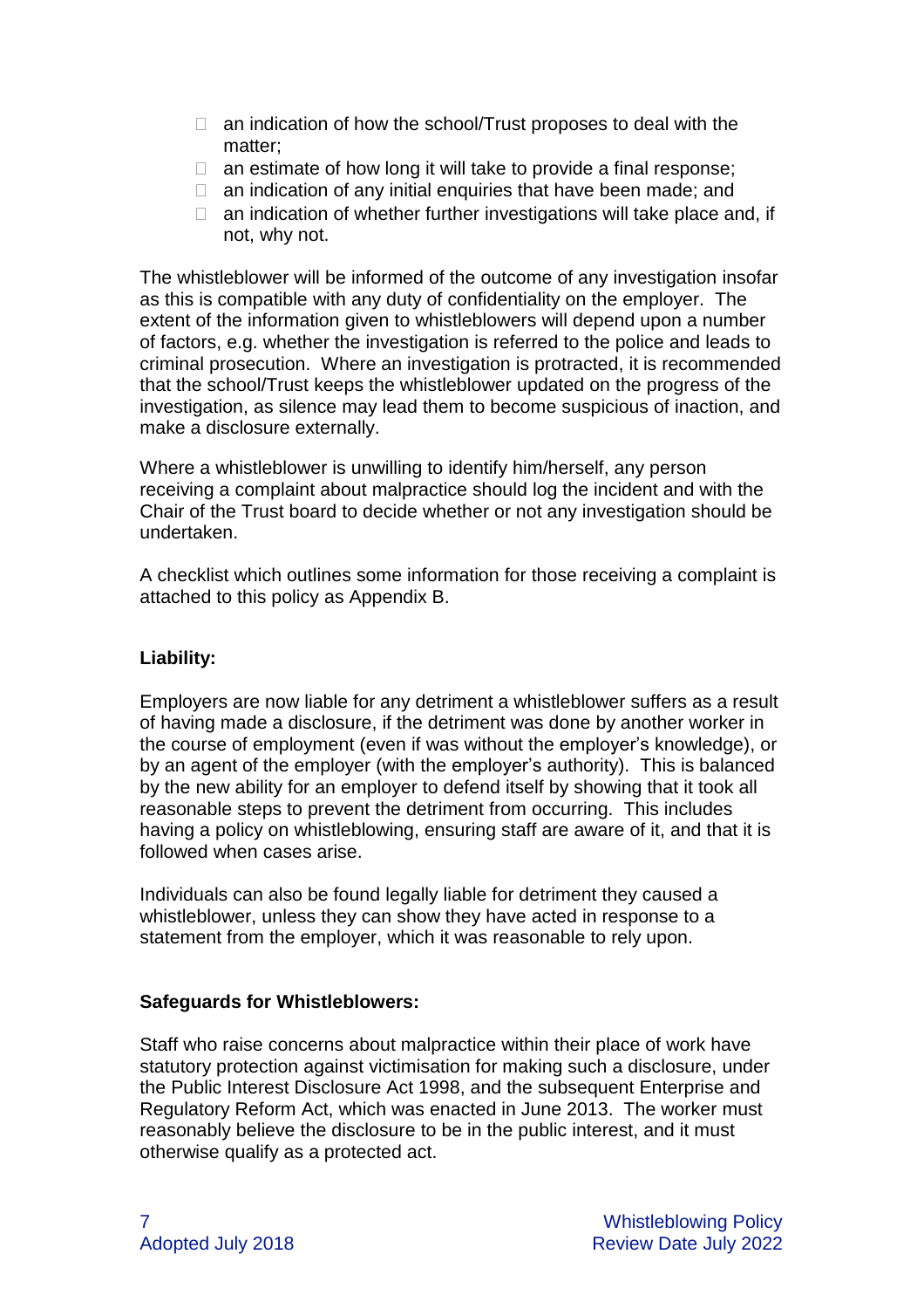- an indication of how the school/Trust proposes to deal with the matter;
- an estimate of how long it will take to provide a final response;
- an indication of any initial enquiries that have been made; and
- an indication of whether further investigations will take place and, if not, why not.

The whistleblower will be informed of the outcome of any investigation insofar as this is compatible with any duty of confidentiality on the employer. The extent of the information given to whistleblowers will depend upon a number of factors, e.g. whether the investigation is referred to the police and leads to criminal prosecution. Where an investigation is protracted, it is recommended that the school/Trust keeps the whistleblower updated on the progress of the investigation, as silence may lead them to become suspicious of inaction, and make a disclosure externally.

Where a whistleblower is unwilling to identify him/herself, any person receiving a complaint about malpractice should log the incident and with the Chair of the Trust board to decide whether or not any investigation should be undertaken.

A checklist which outlines some information for those receiving a complaint is attached to this policy as Appendix B.

**Liability:**

Employers are now liable for any detriment a whistleblower suffers as a result of having made a disclosure, if the detriment was done by another worker in the course of employment (even if was without the employer's knowledge), or by an agent of the employer (with the employer's authority). This is balanced by the new ability for an employer to defend itself by showing that it took all reasonable steps to prevent the detriment from occurring. This includes having a policy on whistleblowing, ensuring staff are aware of it, and that it is followed when cases arise.

Individuals can also be found legally liable for detriment they caused a whistleblower, unless they can show they have acted in response to a statement from the employer, which it was reasonable to rely upon.

**Safeguards for Whistleblowers:**

Staff who raise concerns about malpractice within their place of work have statutory protection against victimisation for making such a disclosure, under the Public Interest Disclosure Act 1998, and the subsequent Enterprise and Regulatory Reform Act, which was enacted in June 2013. The worker must reasonably believe the disclosure to be in the public interest, and it must otherwise qualify as a protected act.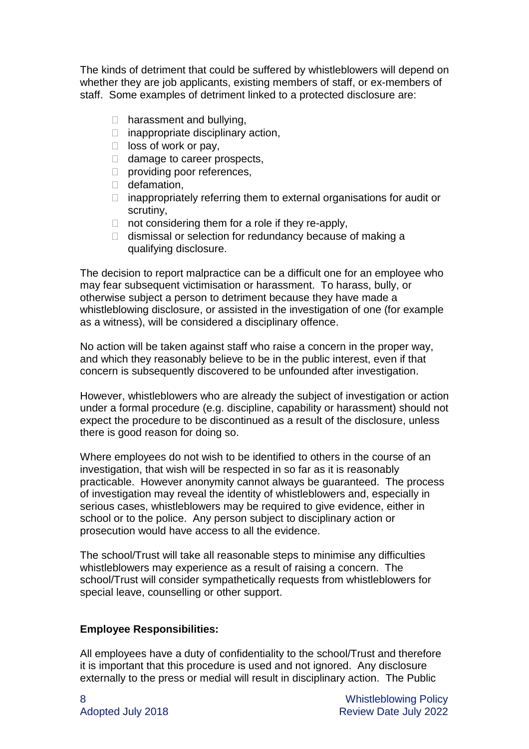The kinds of detriment that could be suffered by whistleblowers will depend on whether they are job applicants, existing members of staff, or ex-members of staff. Some examples of detriment linked to a protected disclosure are:

- harassment and bullying,
- inappropriate disciplinary action,
- loss of work or pay,
- damage to career prospects,
- providing poor references,
- defamation,
- inappropriately referring them to external organisations for audit or scrutiny,
- not considering them for a role if they re-apply,
- dismissal or selection for redundancy because of making a qualifying disclosure.

The decision to report malpractice can be a difficult one for an employee who may fear subsequent victimisation or harassment. To harass, bully, or otherwise subject a person to detriment because they have made a whistleblowing disclosure, or assisted in the investigation of one (for example as a witness), will be considered a disciplinary offence.

No action will be taken against staff who raise a concern in the proper way, and which they reasonably believe to be in the public interest, even if that concern is subsequently discovered to be unfounded after investigation.

However, whistleblowers who are already the subject of investigation or action under a formal procedure (e.g. discipline, capability or harassment) should not expect the procedure to be discontinued as a result of the disclosure, unless there is good reason for doing so.

Where employees do not wish to be identified to others in the course of an investigation, that wish will be respected in so far as it is reasonably practicable. However anonymity cannot always be guaranteed. The process of investigation may reveal the identity of whistleblowers and, especially in serious cases, whistleblowers may be required to give evidence, either in school or to the police. Any person subject to disciplinary action or prosecution would have access to all the evidence.

The school/Trust will take all reasonable steps to minimise any difficulties whistleblowers may experience as a result of raising a concern. The school/Trust will consider sympathetically requests from whistleblowers for special leave, counselling or other support.

**Employee Responsibilities:**

All employees have a duty of confidentiality to the school/Trust and therefore it is important that this procedure is used and not ignored. Any disclosure externally to the press or medial will result in disciplinary action. The Public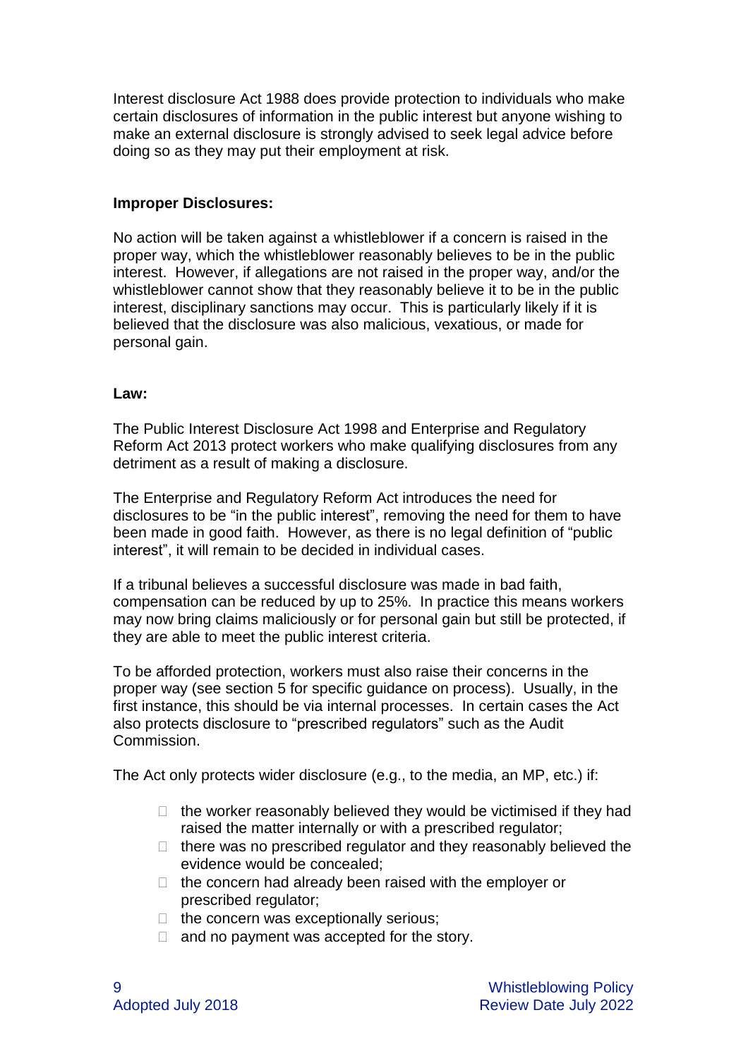Interest disclosure Act 1988 does provide protection to individuals who make certain disclosures of information in the public interest but anyone wishing to make an external disclosure is strongly advised to seek legal advice before doing so as they may put their employment at risk.

**Improper Disclosures:**

No action will be taken against a whistleblower if a concern is raised in the proper way, which the whistleblower reasonably believes to be in the public interest. However, if allegations are not raised in the proper way, and/or the whistleblower cannot show that they reasonably believe it to be in the public interest, disciplinary sanctions may occur. This is particularly likely if it is believed that the disclosure was also malicious, vexatious, or made for personal gain.

**Law:**

The Public Interest Disclosure Act 1998 and Enterprise and Regulatory Reform Act 2013 protect workers who make qualifying disclosures from any detriment as a result of making a disclosure.

The Enterprise and Regulatory Reform Act introduces the need for disclosures to be "in the public interest", removing the need for them to have been made in good faith. However, as there is no legal definition of "public interest", it will remain to be decided in individual cases.

If a tribunal believes a successful disclosure was made in bad faith, compensation can be reduced by up to 25%. In practice this means workers may now bring claims maliciously or for personal gain but still be protected, if they are able to meet the public interest criteria.

To be afforded protection, workers must also raise their concerns in the proper way (see section 5 for specific guidance on process). Usually, in the first instance, this should be via internal processes. In certain cases the Act also protects disclosure to "prescribed regulators" such as the Audit Commission.

The Act only protects wider disclosure (e.g., to the media, an MP, etc.) if:

- the worker reasonably believed they would be victimised if they had raised the matter internally or with a prescribed regulator;
- there was no prescribed regulator and they reasonably believed the evidence would be concealed;
- the concern had already been raised with the employer or prescribed regulator;
- the concern was exceptionally serious;
- and no payment was accepted for the story.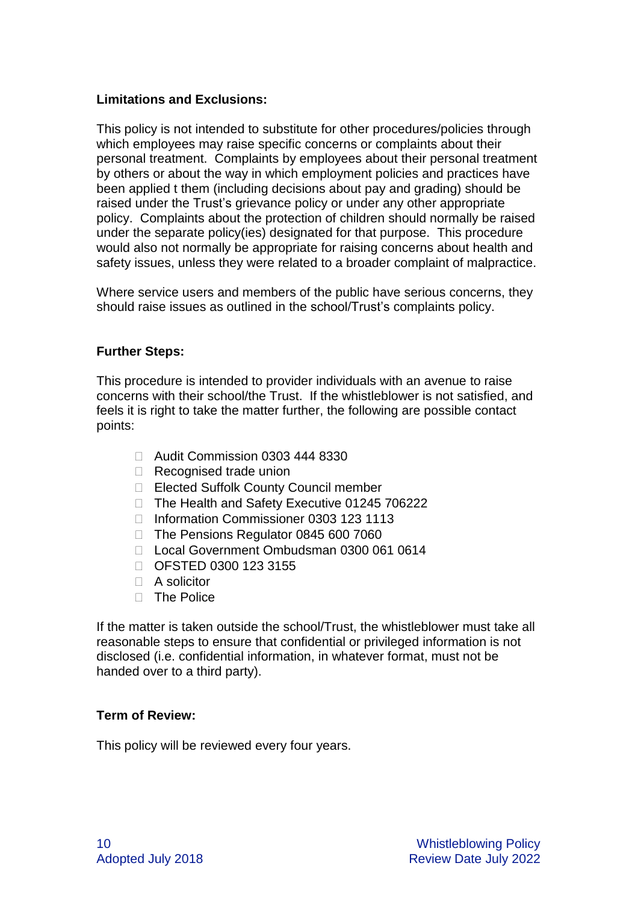**Limitations and Exclusions:**

This policy is not intended to substitute for other procedures/policies through which employees may raise specific concerns or complaints about their personal treatment. Complaints by employees about their personal treatment by others or about the way in which employment policies and practices have been applied t them (including decisions about pay and grading) should be raised under the Trust's grievance policy or under any other appropriate policy. Complaints about the protection of children should normally be raised under the separate policy(ies) designated for that purpose. This procedure would also not normally be appropriate for raising concerns about health and safety issues, unless they were related to a broader complaint of malpractice.

Where service users and members of the public have serious concerns, they should raise issues as outlined in the school/Trust's complaints policy.

**Further Steps:**

This procedure is intended to provider individuals with an avenue to raise concerns with their school/the Trust. If the whistleblower is not satisfied, and feels it is right to take the matter further, the following are possible contact points:

- Audit Commission 0303 444 8330
- Recognised trade union
- Elected Suffolk County Council member
- The Health and Safety Executive 01245 706222
- Information Commissioner 0303 123 1113
- The Pensions Regulator 0845 600 7060
- Local Government Ombudsman 0300 061 0614
- OFSTED 0300 123 3155
- A solicitor
- The Police

If the matter is taken outside the school/Trust, the whistleblower must take all reasonable steps to ensure that confidential or privileged information is not disclosed (i.e. confidential information, in whatever format, must not be handed over to a third party).

**Term of Review:**

This policy will be reviewed every four years.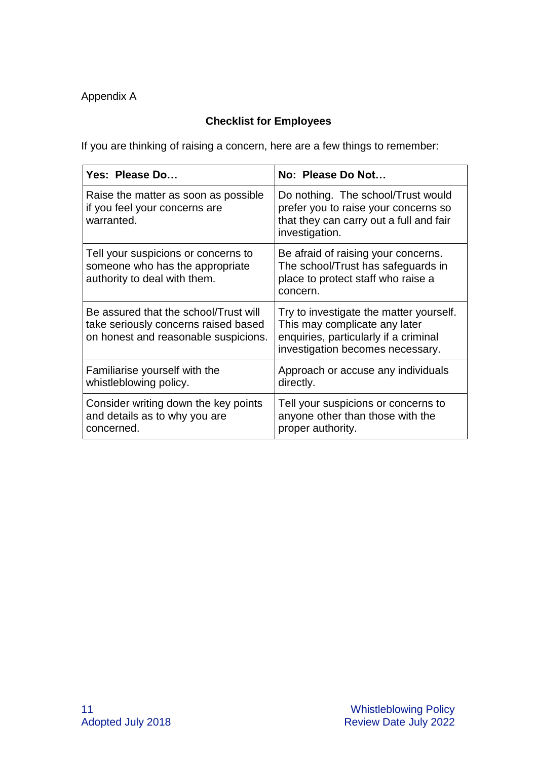Appendix A

## Checklist for Employees

If you are thinking of raising a concern, here are a few things to remember:

| Yes: Please Do… | No: Please Do Not… |
| --- | --- |
| Raise the matter as soon as possible if you feel your concerns are warranted. | Do nothing. The school/Trust would prefer you to raise your concerns so that they can carry out a full and fair investigation. |
| Tell your suspicions or concerns to someone who has the appropriate authority to deal with them. | Be afraid of raising your concerns. The school/Trust has safeguards in place to protect staff who raise a concern. |
| Be assured that the school/Trust will take seriously concerns raised based on honest and reasonable suspicions. | Try to investigate the matter yourself. This may complicate any later enquiries, particularly if a criminal investigation becomes necessary. |
| Familiarise yourself with the whistleblowing policy. | Approach or accuse any individuals directly. |
| Consider writing down the key points and details as to why you are concerned. | Tell your suspicions or concerns to anyone other than those with the proper authority. |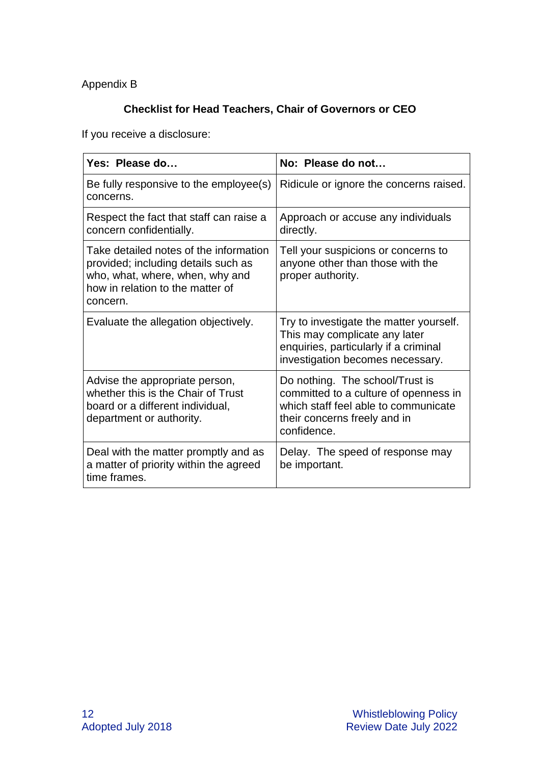Appendix B

## Checklist for Head Teachers, Chair of Governors or CEO

If you receive a disclosure:

| **Yes: Please do…** | **No: Please do not…** |
|---|---|
| Be fully responsive to the employee(s) concerns. | Ridicule or ignore the concerns raised. |
| Respect the fact that staff can raise a concern confidentially. | Approach or accuse any individuals directly. |
| Take detailed notes of the information provided; including details such as who, what, where, when, why and how in relation to the matter of concern. | Tell your suspicions or concerns to anyone other than those with the proper authority. |
| Evaluate the allegation objectively. | Try to investigate the matter yourself. This may complicate any later enquiries, particularly if a criminal investigation becomes necessary. |
| Advise the appropriate person, whether this is the Chair of Trust board or a different individual, department or authority. | Do nothing. The school/Trust is committed to a culture of openness in which staff feel able to communicate their concerns freely and in confidence. |
| Deal with the matter promptly and as a matter of priority within the agreed time frames. | Delay. The speed of response may be important. |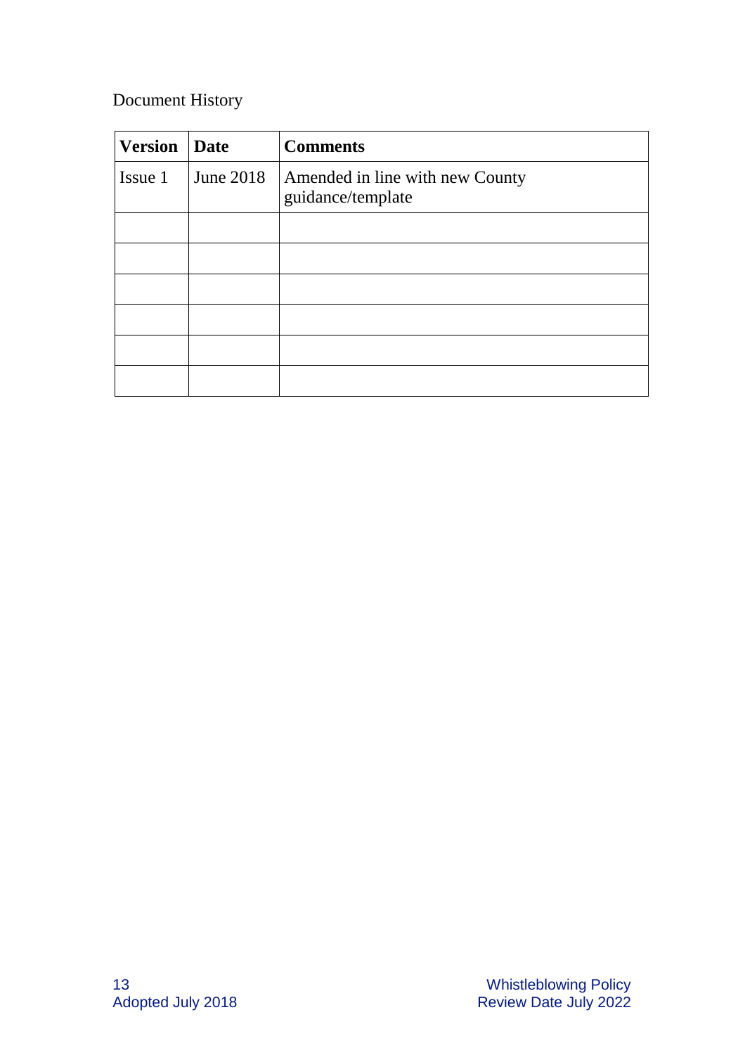Document History

| Version | Date | Comments |
|---|---|---|
| Issue 1 | June 2018 | Amended in line with new County guidance/template |
| | | |
| | | |
| | | |
| | | |
| | | |
| | | |